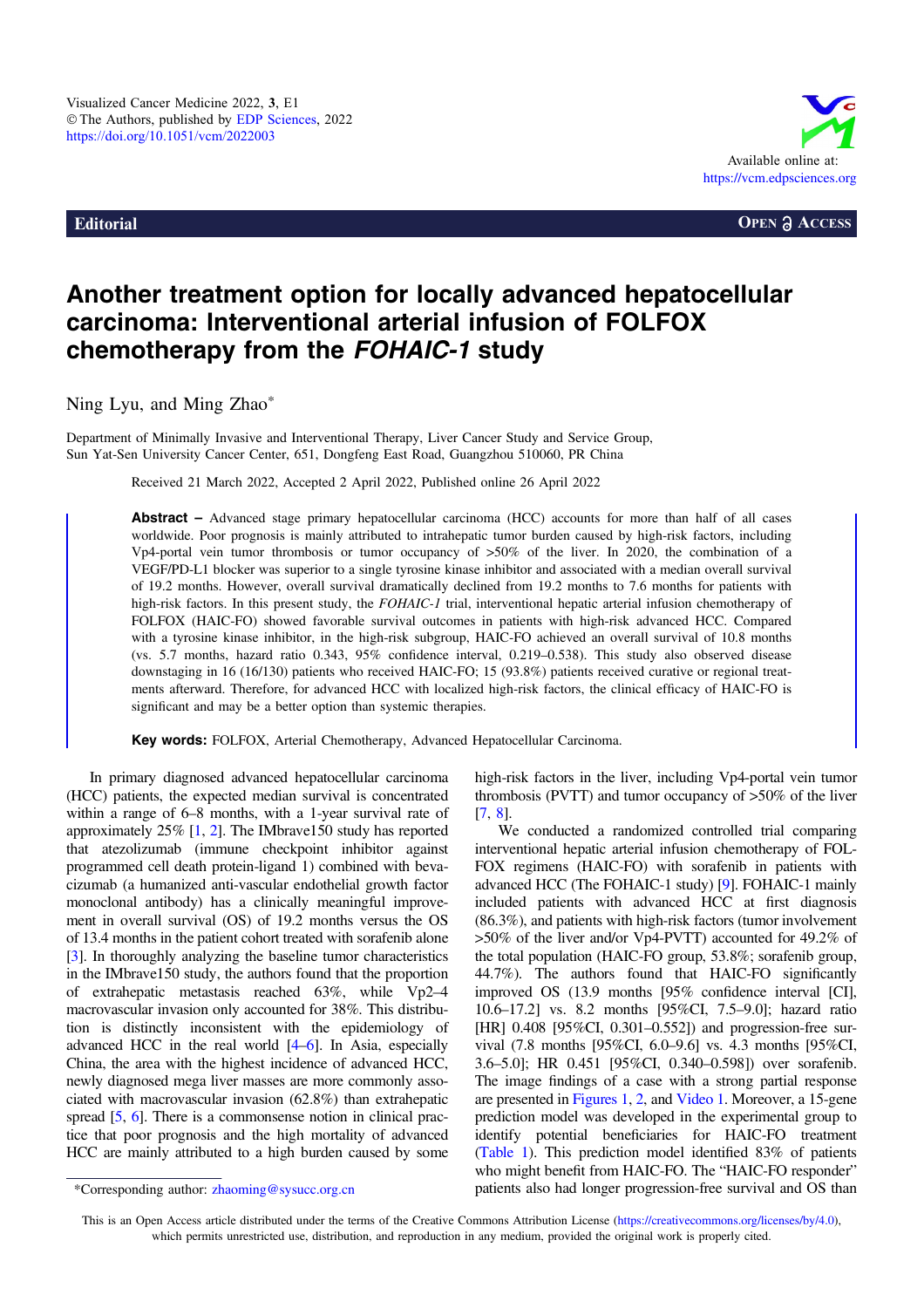Visualized Cancer Medicine 2022, 3, E1
© The Authors, published by EDP Sciences, 2022
https://doi.org/10.1051/vcm/2022003

Available online at:
https://vcm.edpsciences.org

**Editorial** **OPEN ACCESS**

# Another treatment option for locally advanced hepatocellular carcinoma: Interventional arterial infusion of FOLFOX chemotherapy from the *FOHAIC-1* study

Ning Lyu, and Ming Zhao*

Department of Minimally Invasive and Interventional Therapy, Liver Cancer Study and Service Group, Sun Yat-Sen University Cancer Center, 651, Dongfeng East Road, Guangzhou 510060, PR China

Received 21 March 2022, Accepted 2 April 2022, Published online 26 April 2022

**Abstract –** Advanced stage primary hepatocellular carcinoma (HCC) accounts for more than half of all cases worldwide. Poor prognosis is mainly attributed to intrahepatic tumor burden caused by high-risk factors, including Vp4-portal vein tumor thrombosis or tumor occupancy of >50% of the liver. In 2020, the combination of a VEGF/PD-L1 blocker was superior to a single tyrosine kinase inhibitor and associated with a median overall survival of 19.2 months. However, overall survival dramatically declined from 19.2 months to 7.6 months for patients with high-risk factors. In this present study, the *FOHAIC-1* trial, interventional hepatic arterial infusion chemotherapy of FOLFOX (HAIC-FO) showed favorable survival outcomes in patients with high-risk advanced HCC. Compared with a tyrosine kinase inhibitor, in the high-risk subgroup, HAIC-FO achieved an overall survival of 10.8 months (vs. 5.7 months, hazard ratio 0.343, 95% confidence interval, 0.219–0.538). This study also observed disease downstaging in 16 (16/130) patients who received HAIC-FO; 15 (93.8%) patients received curative or regional treatments afterward. Therefore, for advanced HCC with localized high-risk factors, the clinical efficacy of HAIC-FO is significant and may be a better option than systemic therapies.

**Key words:** FOLFOX, Arterial Chemotherapy, Advanced Hepatocellular Carcinoma.

In primary diagnosed advanced hepatocellular carcinoma (HCC) patients, the expected median survival is concentrated within a range of 6–8 months, with a 1-year survival rate of approximately 25% [1, 2]. The IMbrave150 study has reported that atezolizumab (immune checkpoint inhibitor against programmed cell death protein-ligand 1) combined with bevacizumab (a humanized anti-vascular endothelial growth factor monoclonal antibody) has a clinically meaningful improvement in overall survival (OS) of 19.2 months versus the OS of 13.4 months in the patient cohort treated with sorafenib alone [3]. In thoroughly analyzing the baseline tumor characteristics in the IMbrave150 study, the authors found that the proportion of extrahepatic metastasis reached 63%, while Vp2–4 macrovascular invasion only accounted for 38%. This distribution is distinctly inconsistent with the epidemiology of advanced HCC in the real world [4–6]. In Asia, especially China, the area with the highest incidence of advanced HCC, newly diagnosed mega liver masses are more commonly associated with macrovascular invasion (62.8%) than extrahepatic spread [5, 6]. There is a commonsense notion in clinical practice that poor prognosis and the high mortality of advanced HCC are mainly attributed to a high burden caused by some high-risk factors in the liver, including Vp4-portal vein tumor thrombosis (PVTT) and tumor occupancy of >50% of the liver [7, 8].

We conducted a randomized controlled trial comparing interventional hepatic arterial infusion chemotherapy of FOLFOX regimens (HAIC-FO) with sorafenib in patients with advanced HCC (The FOHAIC-1 study) [9]. FOHAIC-1 mainly included patients with advanced HCC at first diagnosis (86.3%), and patients with high-risk factors (tumor involvement >50% of the liver and/or Vp4-PVTT) accounted for 49.2% of the total population (HAIC-FO group, 53.8%; sorafenib group, 44.7%). The authors found that HAIC-FO significantly improved OS (13.9 months [95% confidence interval [CI], 10.6–17.2] vs. 8.2 months [95%CI, 7.5–9.0]; hazard ratio [HR] 0.408 [95%CI, 0.301–0.552]) and progression-free survival (7.8 months [95%CI, 6.0–9.6] vs. 4.3 months [95%CI, 3.6–5.0]; HR 0.451 [95%CI, 0.340–0.598]) over sorafenib. The image findings of a case with a strong partial response are presented in Figures 1, 2, and Video 1. Moreover, a 15-gene prediction model was developed in the experimental group to identify potential beneficiaries for HAIC-FO treatment (Table 1). This prediction model identified 83% of patients who might benefit from HAIC-FO. The "HAIC-FO responder" patients also had longer progression-free survival and OS than

*Corresponding author: zhaoming@sysucc.org.cn

This is an Open Access article distributed under the terms of the Creative Commons Attribution License (https://creativecommons.org/licenses/by/4.0), which permits unrestricted use, distribution, and reproduction in any medium, provided the original work is properly cited.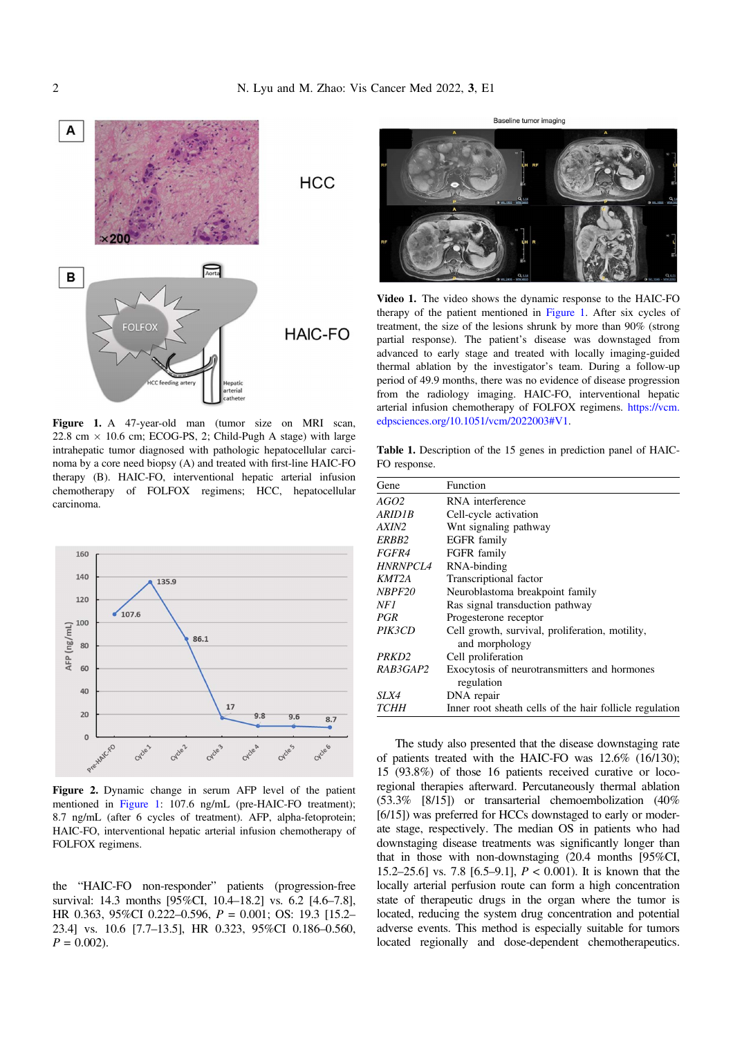**Figure 1.** A 47-year-old man (tumor size on MRI scan, 22.8 cm × 10.6 cm; ECOG-PS, 2; Child-Pugh A stage) with large intrahepatic tumor diagnosed with pathologic hepatocellular carcinoma by a core need biopsy (A) and treated with first-line HAIC-FO therapy (B). HAIC-FO, interventional hepatic arterial infusion chemotherapy of FOLFOX regimens; HCC, hepatocellular carcinoma.

**Figure 2.** Dynamic change in serum AFP level of the patient mentioned in Figure 1: 107.6 ng/mL (pre-HAIC-FO treatment); 8.7 ng/mL (after 6 cycles of treatment). AFP, alpha-fetoprotein; HAIC-FO, interventional hepatic arterial infusion chemotherapy of FOLFOX regimens.

the "HAIC-FO non-responder" patients (progression-free survival: 14.3 months [95%CI, 10.4–18.2] vs. 6.2 [4.6–7.8], HR 0.363, 95%CI 0.222–0.596, $P = 0.001$; OS: 19.3 [15.2–23.4] vs. 10.6 [7.7–13.5], HR 0.323, 95%CI 0.186–0.560, $P = 0.002$).

**Video 1.** The video shows the dynamic response to the HAIC-FO therapy of the patient mentioned in Figure 1. After six cycles of treatment, the size of the lesions shrunk by more than 90% (strong partial response). The patient's disease was downstaged from advanced to early stage and treated with locally imaging-guided thermal ablation by the investigator's team. During a follow-up period of 49.9 months, there was no evidence of disease progression from the radiology imaging. HAIC-FO, interventional hepatic arterial infusion chemotherapy of FOLFOX regimens. https://vcm.edpsciences.org/10.1051/vcm/2022003#V1.

**Table 1.** Description of the 15 genes in prediction panel of HAIC-FO response.

| Gene | Function |
|---|---|
| *AGO2* | RNA interference |
| *ARID1B* | Cell-cycle activation |
| *AXIN2* | Wnt signaling pathway |
| *ERBB2* | EGFR family |
| *FGFR4* | FGFR family |
| *HNRNPCL4* | RNA-binding |
| *KMT2A* | Transcriptional factor |
| *NBPF20* | Neuroblastoma breakpoint family |
| *NF1* | Ras signal transduction pathway |
| *PGR* | Progesterone receptor |
| *PIK3CD* | Cell growth, survival, proliferation, motility, and morphology |
| *PRKD2* | Cell proliferation |
| *RAB3GAP2* | Exocytosis of neurotransmitters and hormones regulation |
| *SLX4* | DNA repair |
| *TCHH* | Inner root sheath cells of the hair follicle regulation |

The study also presented that the disease downstaging rate of patients treated with the HAIC-FO was 12.6% (16/130); 15 (93.8%) of those 16 patients received curative or locoregional therapies afterward. Percutaneously thermal ablation (53.3% [8/15]) or transarterial chemoembolization (40% [6/15]) was preferred for HCCs downstaged to early or moderate stage, respectively. The median OS in patients who had downstaging disease treatments was significantly longer than that in those with non-downstaging (20.4 months [95%CI, 15.2–25.6] vs. 7.8 [6.5–9.1], $P < 0.001$). It is known that the locally arterial perfusion route can form a high concentration state of therapeutic drugs in the organ where the tumor is located, reducing the system drug concentration and potential adverse events. This method is especially suitable for tumors located regionally and dose-dependent chemotherapeutics.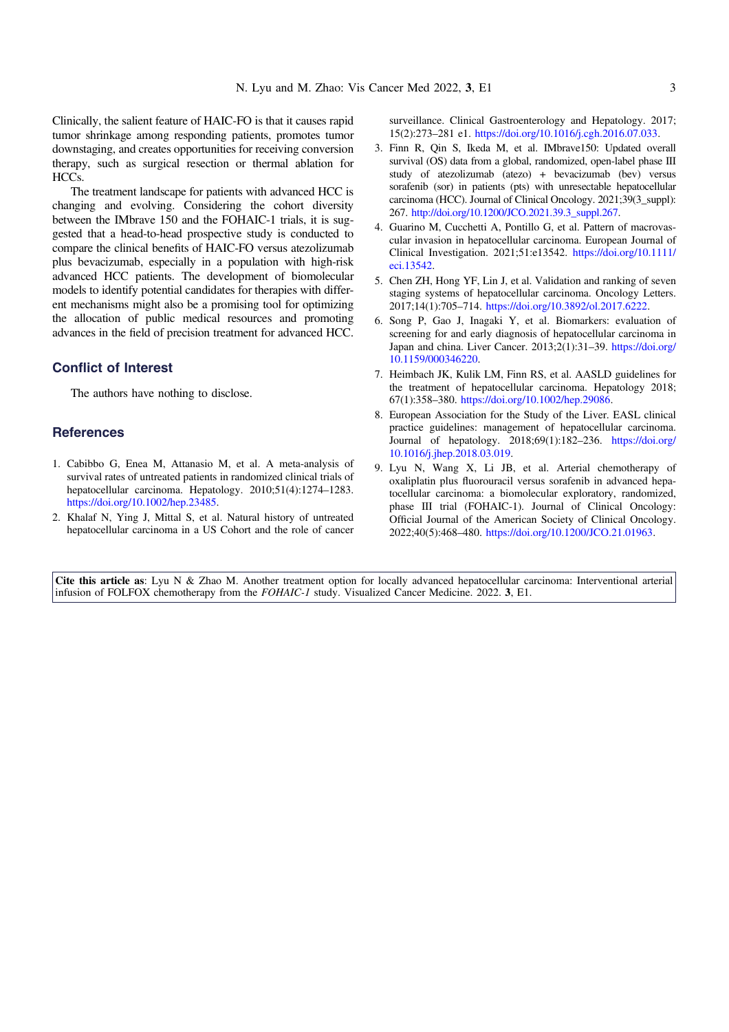Clinically, the salient feature of HAIC-FO is that it causes rapid tumor shrinkage among responding patients, promotes tumor downstaging, and creates opportunities for receiving conversion therapy, such as surgical resection or thermal ablation for HCCs.

The treatment landscape for patients with advanced HCC is changing and evolving. Considering the cohort diversity between the IMbrave 150 and the FOHAIC-1 trials, it is suggested that a head-to-head prospective study is conducted to compare the clinical benefits of HAIC-FO versus atezolizumab plus bevacizumab, especially in a population with high-risk advanced HCC patients. The development of biomolecular models to identify potential candidates for therapies with different mechanisms might also be a promising tool for optimizing the allocation of public medical resources and promoting advances in the field of precision treatment for advanced HCC.

## Conflict of Interest

The authors have nothing to disclose.

## References

1. Cabibbo G, Enea M, Attanasio M, et al. A meta-analysis of survival rates of untreated patients in randomized clinical trials of hepatocellular carcinoma. Hepatology. 2010;51(4):1274–1283. https://doi.org/10.1002/hep.23485.
2. Khalaf N, Ying J, Mittal S, et al. Natural history of untreated hepatocellular carcinoma in a US Cohort and the role of cancer surveillance. Clinical Gastroenterology and Hepatology. 2017; 15(2):273–281 e1. https://doi.org/10.1016/j.cgh.2016.07.033.
3. Finn R, Qin S, Ikeda M, et al. IMbrave150: Updated overall survival (OS) data from a global, randomized, open-label phase III study of atezolizumab (atezo) + bevacizumab (bev) versus sorafenib (sor) in patients (pts) with unresectable hepatocellular carcinoma (HCC). Journal of Clinical Oncology. 2021;39(3_suppl): 267. http://doi.org/10.1200/JCO.2021.39.3_suppl.267.
4. Guarino M, Cucchetti A, Pontillo G, et al. Pattern of macrovascular invasion in hepatocellular carcinoma. European Journal of Clinical Investigation. 2021;51:e13542. https://doi.org/10.1111/eci.13542.
5. Chen ZH, Hong YF, Lin J, et al. Validation and ranking of seven staging systems of hepatocellular carcinoma. Oncology Letters. 2017;14(1):705–714. https://doi.org/10.3892/ol.2017.6222.
6. Song P, Gao J, Inagaki Y, et al. Biomarkers: evaluation of screening for and early diagnosis of hepatocellular carcinoma in Japan and china. Liver Cancer. 2013;2(1):31–39. https://doi.org/10.1159/000346220.
7. Heimbach JK, Kulik LM, Finn RS, et al. AASLD guidelines for the treatment of hepatocellular carcinoma. Hepatology 2018; 67(1):358–380. https://doi.org/10.1002/hep.29086.
8. European Association for the Study of the Liver. EASL clinical practice guidelines: management of hepatocellular carcinoma. Journal of hepatology. 2018;69(1):182–236. https://doi.org/10.1016/j.jhep.2018.03.019.
9. Lyu N, Wang X, Li JB, et al. Arterial chemotherapy of oxaliplatin plus fluorouracil versus sorafenib in advanced hepatocellular carcinoma: a biomolecular exploratory, randomized, phase III trial (FOHAIC-1). Journal of Clinical Oncology: Official Journal of the American Society of Clinical Oncology. 2022;40(5):468–480. https://doi.org/10.1200/JCO.21.01963.

**Cite this article as**: Lyu N & Zhao M. Another treatment option for locally advanced hepatocellular carcinoma: Interventional arterial infusion of FOLFOX chemotherapy from the *FOHAIC-1* study. Visualized Cancer Medicine. 2022. **3**, E1.